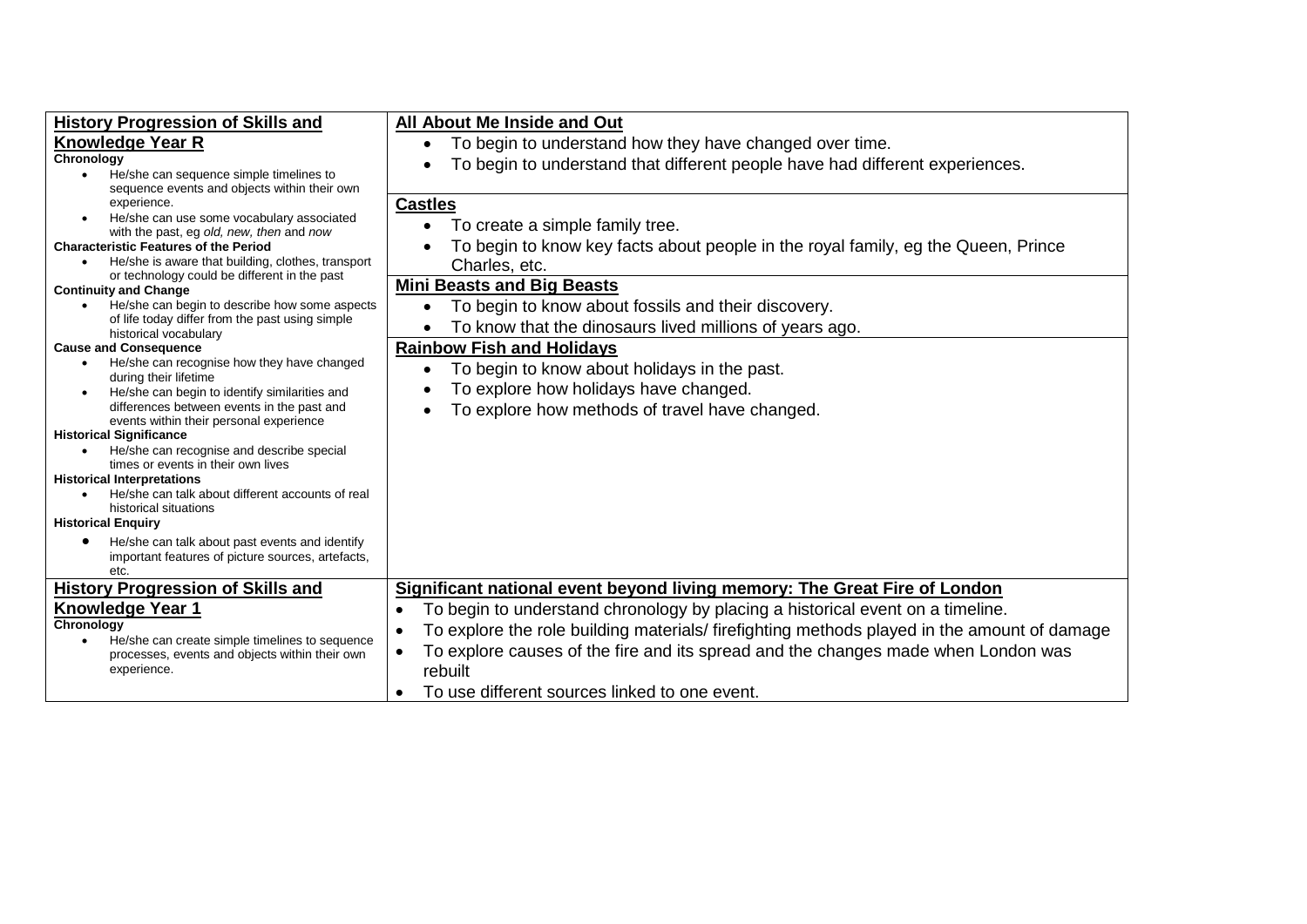| **History Progression of Skills and Knowledge Year R** | |
|---|---|
| **Chronology**<br>• He/she can sequence simple timelines to sequence events and objects within their own experience.<br>• He/she can use some vocabulary associated with the past, eg *old, new, then* and *now*<br>**Characteristic Features of the Period**<br>• He/she is aware that building, clothes, transport or technology could be different in the past<br>**Continuity and Change**<br>• He/she can begin to describe how some aspects of life today differ from the past using simple historical vocabulary<br>**Cause and Consequence**<br>• He/she can recognise how they have changed during their lifetime<br>• He/she can begin to identify similarities and differences between events in the past and events within their personal experience<br>**Historical Significance**<br>• He/she can recognise and describe special times or events in their own lives<br>**Historical Interpretations**<br>• He/she can talk about different accounts of real historical situations<br>**Historical Enquiry**<br>• He/she can talk about past events and identify important features of picture sources, artefacts, etc. | **All About Me Inside and Out**<br>• To begin to understand how they have changed over time.<br>• To begin to understand that different people have had different experiences.<br><br>**Castles**<br>• To create a simple family tree.<br>• To begin to know key facts about people in the royal family, eg the Queen, Prince Charles, etc.<br><br>**Mini Beasts and Big Beasts**<br>• To begin to know about fossils and their discovery.<br>• To know that the dinosaurs lived millions of years ago.<br><br>**Rainbow Fish and Holidays**<br>• To begin to know about holidays in the past.<br>• To explore how holidays have changed.<br>• To explore how methods of travel have changed. |
| **History Progression of Skills and Knowledge Year 1**<br>**Chronology**<br>• He/she can create simple timelines to sequence processes, events and objects within their own experience. | **Significant national event beyond living memory: The Great Fire of London**<br>• To begin to understand chronology by placing a historical event on a timeline.<br>• To explore the role building materials/ firefighting methods played in the amount of damage<br>• To explore causes of the fire and its spread and the changes made when London was rebuilt<br>• To use different sources linked to one event. |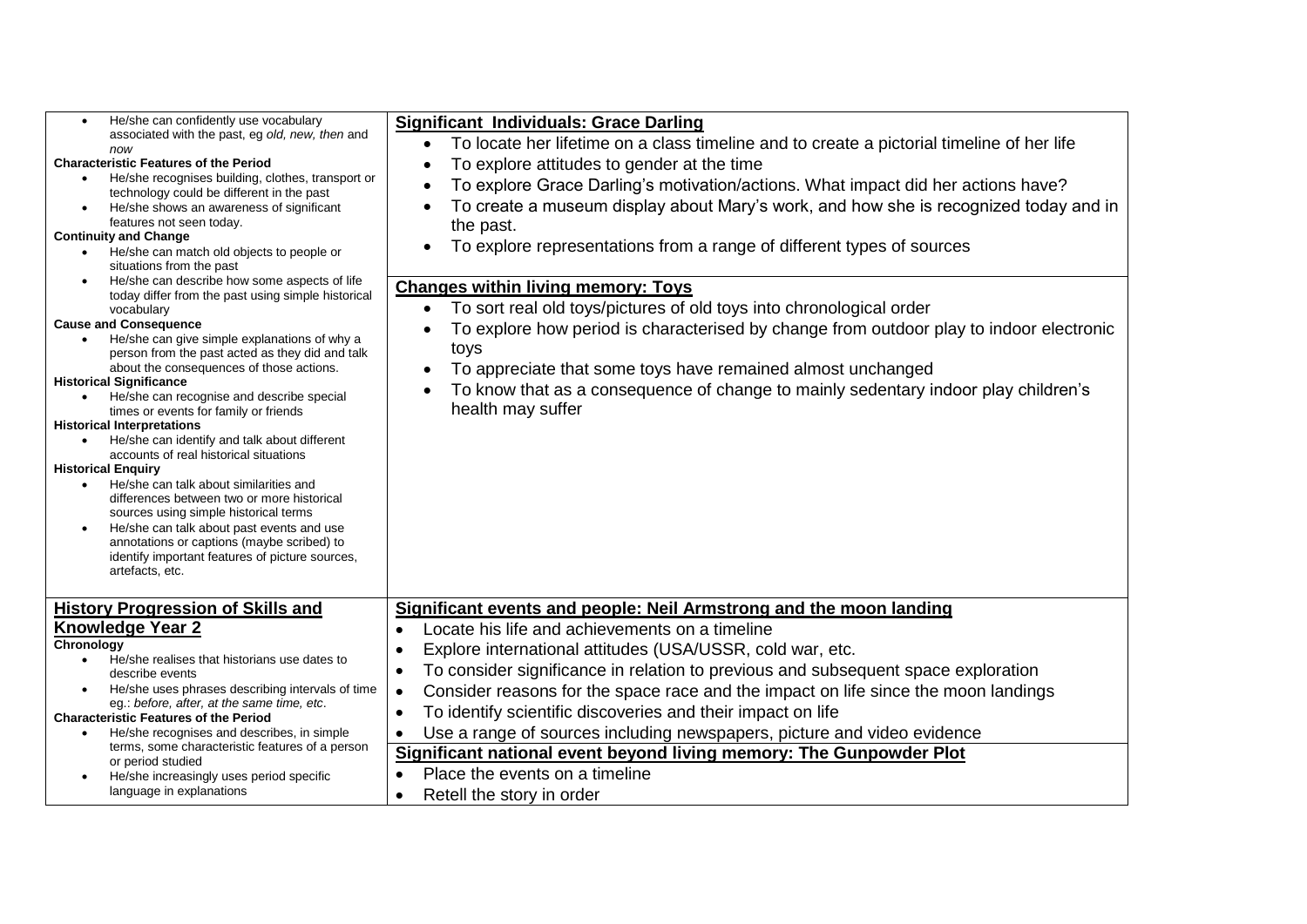| | |
|---|---|
| • He/she can confidently use vocabulary associated with the past, eg *old, new, then* and *now*<br>**Characteristic Features of the Period**<br>• He/she recognises building, clothes, transport or technology could be different in the past<br>• He/she shows an awareness of significant features not seen today.<br>**Continuity and Change**<br>• He/she can match old objects to people or situations from the past<br>• He/she can describe how some aspects of life today differ from the past using simple historical vocabulary<br>**Cause and Consequence**<br>• He/she can give simple explanations of why a person from the past acted as they did and talk about the consequences of those actions.<br>**Historical Significance**<br>• He/she can recognise and describe special times or events for family or friends<br>**Historical Interpretations**<br>• He/she can identify and talk about different accounts of real historical situations<br>**Historical Enquiry**<br>• He/she can talk about similarities and differences between two or more historical sources using simple historical terms<br>• He/she can talk about past events and use annotations or captions (maybe scribed) to identify important features of picture sources, artefacts, etc. | **Significant Individuals: Grace Darling**<br>• To locate her lifetime on a class timeline and to create a pictorial timeline of her life<br>• To explore attitudes to gender at the time<br>• To explore Grace Darling's motivation/actions. What impact did her actions have?<br>• To create a museum display about Mary's work, and how she is recognized today and in the past.<br>• To explore representations from a range of different types of sources<br><br>**Changes within living memory: Toys**<br>• To sort real old toys/pictures of old toys into chronological order<br>• To explore how period is characterised by change from outdoor play to indoor electronic toys<br>• To appreciate that some toys have remained almost unchanged<br>• To know that as a consequence of change to mainly sedentary indoor play children's health may suffer |
| **History Progression of Skills and Knowledge Year 2**<br>**Chronology**<br>• He/she realises that historians use dates to describe events<br>• He/she uses phrases describing intervals of time eg.: *before, after, at the same time, etc*.<br>**Characteristic Features of the Period**<br>• He/she recognises and describes, in simple terms, some characteristic features of a person or period studied<br>• He/she increasingly uses period specific language in explanations | **Significant events and people: Neil Armstrong and the moon landing**<br>• Locate his life and achievements on a timeline<br>• Explore international attitudes (USA/USSR, cold war, etc.<br>• To consider significance in relation to previous and subsequent space exploration<br>• Consider reasons for the space race and the impact on life since the moon landings<br>• To identify scientific discoveries and their impact on life<br>• Use a range of sources including newspapers, picture and video evidence<br>**Significant national event beyond living memory: The Gunpowder Plot**<br>• Place the events on a timeline<br>• Retell the story in order |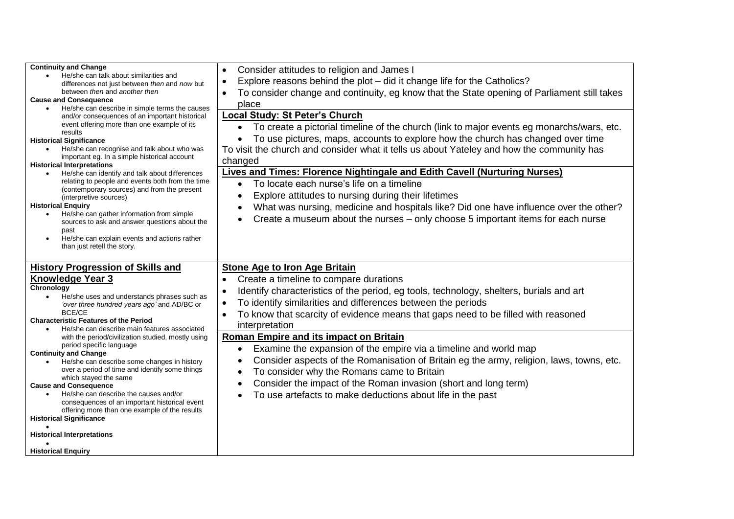| | |
|---|---|
| **Continuity and Change**<br>• He/she can talk about similarities and differences not just between *then* and *now* but between *then* and *another then*<br>**Cause and Consequence**<br>• He/she can describe in simple terms the causes and/or consequences of an important historical event offering more than one example of its results<br>**Historical Significance**<br>• He/she can recognise and talk about who was important eg. In a simple historical account<br>**Historical Interpretations**<br>• He/she can identify and talk about differences relating to people and events both from the time (contemporary sources) and from the present (interpretive sources)<br>**Historical Enquiry**<br>• He/she can gather information from simple sources to ask and answer questions about the past<br>• He/she can explain events and actions rather than just retell the story. | • Consider attitudes to religion and James I<br>• Explore reasons behind the plot – did it change life for the Catholics?<br>• To consider change and continuity, eg know that the State opening of Parliament still takes place<br>**<u>Local Study: St Peter's Church</u>**<br>• To create a pictorial timeline of the church (link to major events eg monarchs/wars, etc.<br>• To use pictures, maps, accounts to explore how the church has changed over time<br>To visit the church and consider what it tells us about Yateley and how the community has changed<br>**<u>Lives and Times: Florence Nightingale and Edith Cavell (Nurturing Nurses)</u>**<br>• To locate each nurse's life on a timeline<br>• Explore attitudes to nursing during their lifetimes<br>• What was nursing, medicine and hospitals like? Did one have influence over the other?<br>• Create a museum about the nurses – only choose 5 important items for each nurse |
| **<u>History Progression of Skills and Knowledge Year 3</u>**<br>**Chronology**<br>• He/she uses and understands phrases such as *'over three hundred years ago'* and AD/BC or BCE/CE<br>**Characteristic Features of the Period**<br>• He/she can describe main features associated with the period/civilization studied, mostly using period specific language<br>**Continuity and Change**<br>• He/she can describe some changes in history over a period of time and identify some things which stayed the same<br>**Cause and Consequence**<br>• He/she can describe the causes and/or consequences of an important historical event offering more than one example of the results<br>**Historical Significance**<br>•<br>**Historical Interpretations**<br>•<br>**Historical Enquiry** | **<u>Stone Age to Iron Age Britain</u>**<br>• Create a timeline to compare durations<br>• Identify characteristics of the period, eg tools, technology, shelters, burials and art<br>• To identify similarities and differences between the periods<br>• To know that scarcity of evidence means that gaps need to be filled with reasoned interpretation<br>**<u>Roman Empire and its impact on Britain</u>**<br>• Examine the expansion of the empire via a timeline and world map<br>• Consider aspects of the Romanisation of Britain eg the army, religion, laws, towns, etc.<br>• To consider why the Romans came to Britain<br>• Consider the impact of the Roman invasion (short and long term)<br>• To use artefacts to make deductions about life in the past |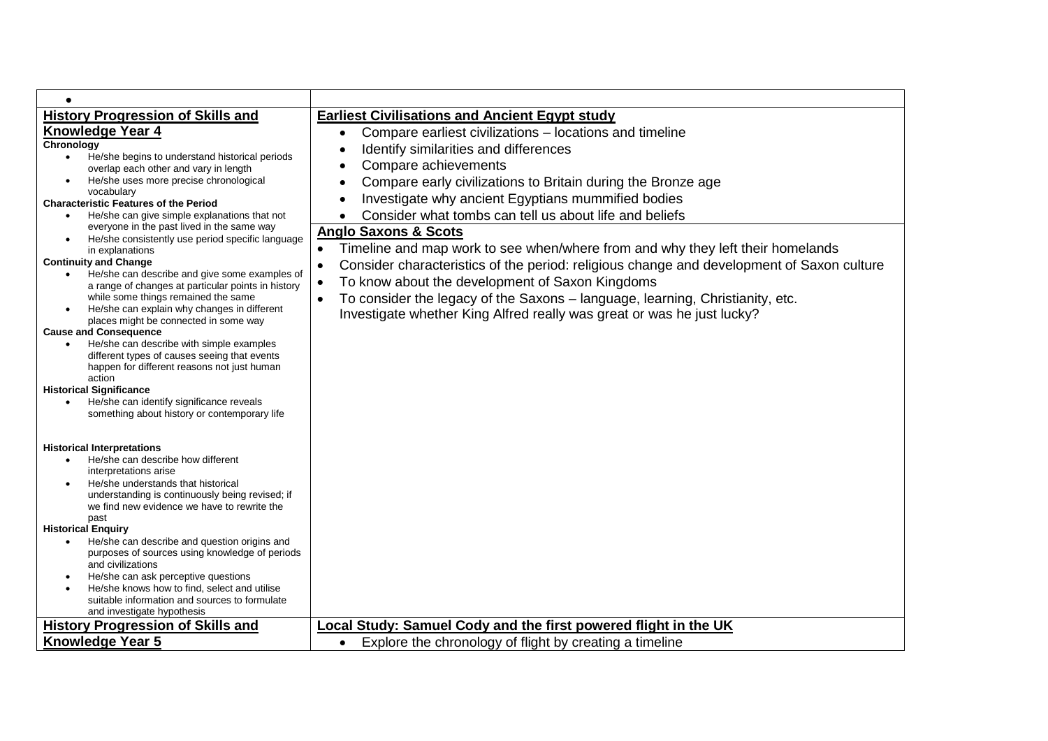| • | |
|---|---|
| **History Progression of Skills and Knowledge Year 4**<br>**Chronology**<br>• He/she begins to understand historical periods overlap each other and vary in length<br>• He/she uses more precise chronological vocabulary<br>**Characteristic Features of the Period**<br>• He/she can give simple explanations that not everyone in the past lived in the same way<br>• He/she consistently use period specific language in explanations<br>**Continuity and Change**<br>• He/she can describe and give some examples of a range of changes at particular points in history while some things remained the same<br>• He/she can explain why changes in different places might be connected in some way<br>**Cause and Consequence**<br>• He/she can describe with simple examples different types of causes seeing that events happen for different reasons not just human action<br>**Historical Significance**<br>• He/she can identify significance reveals something about history or contemporary life<br><br>**Historical Interpretations**<br>• He/she can describe how different interpretations arise<br>• He/she understands that historical understanding is continuously being revised; if we find new evidence we have to rewrite the past<br>**Historical Enquiry**<br>• He/she can describe and question origins and purposes of sources using knowledge of periods and civilizations<br>• He/she can ask perceptive questions<br>• He/she knows how to find, select and utilise suitable information and sources to formulate and investigate hypothesis | **Earliest Civilisations and Ancient Egypt study**<br>• Compare earliest civilizations – locations and timeline<br>• Identify similarities and differences<br>• Compare achievements<br>• Compare early civilizations to Britain during the Bronze age<br>• Investigate why ancient Egyptians mummified bodies<br>• Consider what tombs can tell us about life and beliefs<br>**Anglo Saxons & Scots**<br>• Timeline and map work to see when/where from and why they left their homelands<br>• Consider characteristics of the period: religious change and development of Saxon culture<br>• To know about the development of Saxon Kingdoms<br>• To consider the legacy of the Saxons – language, learning, Christianity, etc. Investigate whether King Alfred really was great or was he just lucky? |
| **History Progression of Skills and Knowledge Year 5** | **Local Study: Samuel Cody and the first powered flight in the UK**<br>• Explore the chronology of flight by creating a timeline |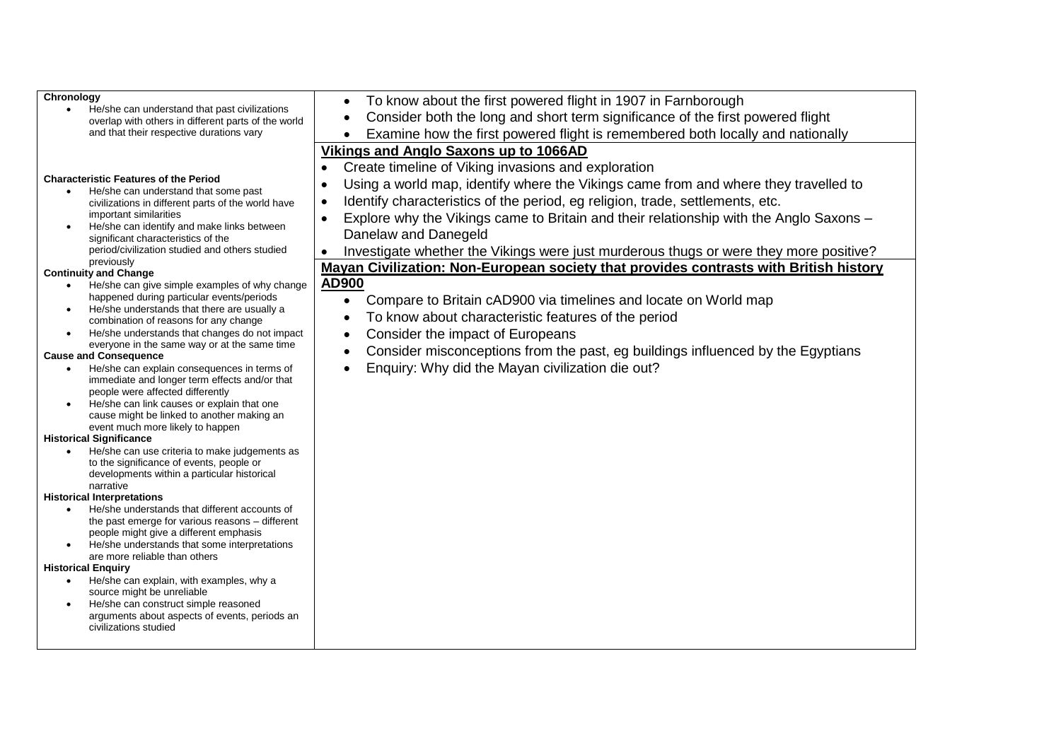| | |
|---|---|
| **Chronology**<br>• He/she can understand that past civilizations overlap with others in different parts of the world and that their respective durations vary<br><br>**Characteristic Features of the Period**<br>• He/she can understand that some past civilizations in different parts of the world have important similarities<br>• He/she can identify and make links between significant characteristics of the period/civilization studied and others studied previously<br>**Continuity and Change**<br>• He/she can give simple examples of why change happened during particular events/periods<br>• He/she understands that there are usually a combination of reasons for any change<br>• He/she understands that changes do not impact everyone in the same way or at the same time<br>**Cause and Consequence**<br>• He/she can explain consequences in terms of immediate and longer term effects and/or that people were affected differently<br>• He/she can link causes or explain that one cause might be linked to another making an event much more likely to happen<br>**Historical Significance**<br>• He/she can use criteria to make judgements as to the significance of events, people or developments within a particular historical narrative<br>**Historical Interpretations**<br>• He/she understands that different accounts of the past emerge for various reasons – different people might give a different emphasis<br>• He/she understands that some interpretations are more reliable than others<br>**Historical Enquiry**<br>• He/she can explain, with examples, why a source might be unreliable<br>• He/she can construct simple reasoned arguments about aspects of events, periods an civilizations studied | • To know about the first powered flight in 1907 in Farnborough<br>• Consider both the long and short term significance of the first powered flight<br>• Examine how the first powered flight is remembered both locally and nationally<br><br>**<u>Vikings and Anglo Saxons up to 1066AD</u>**<br>• Create timeline of Viking invasions and exploration<br>• Using a world map, identify where the Vikings came from and where they travelled to<br>• Identify characteristics of the period, eg religion, trade, settlements, etc.<br>• Explore why the Vikings came to Britain and their relationship with the Anglo Saxons – Danelaw and Danegeld<br>• Investigate whether the Vikings were just murderous thugs or were they more positive?<br><br>**<u>Mayan Civilization: Non-European society that provides contrasts with British history AD900</u>**<br>• Compare to Britain cAD900 via timelines and locate on World map<br>• To know about characteristic features of the period<br>• Consider the impact of Europeans<br>• Consider misconceptions from the past, eg buildings influenced by the Egyptians<br>• Enquiry: Why did the Mayan civilization die out? |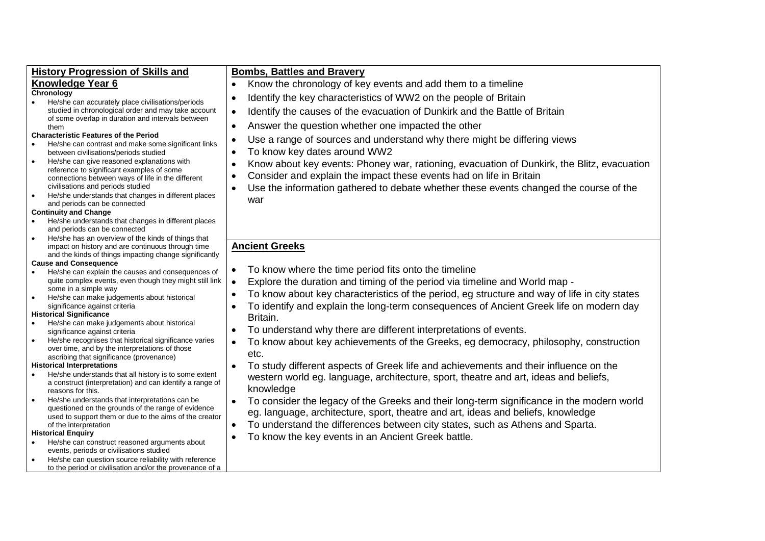| | |
|---|---|
| **History Progression of Skills and Knowledge Year 6**<br>**Chronology**<br>• He/she can accurately place civilisations/periods studied in chronological order and may take account of some overlap in duration and intervals between them<br>**Characteristic Features of the Period**<br>• He/she can contrast and make some significant links between civilisations/periods studied<br>• He/she can give reasoned explanations with reference to significant examples of some connections between ways of life in the different civilisations and periods studied<br>• He/she understands that changes in different places and periods can be connected<br>**Continuity and Change**<br>• He/she understands that changes in different places and periods can be connected<br>• He/she has an overview of the kinds of things that impact on history and are continuous through time and the kinds of things impacting change significantly<br>**Cause and Consequence**<br>• He/she can explain the causes and consequences of quite complex events, even though they might still link some in a simple way<br>• He/she can make judgements about historical significance against criteria<br>**Historical Significance**<br>• He/she can make judgements about historical significance against criteria<br>• He/she recognises that historical significance varies over time, and by the interpretations of those ascribing that significance (provenance)<br>**Historical Interpretations**<br>• He/she understands that all history is to some extent a construct (interpretation) and can identify a range of reasons for this.<br>• He/she understands that interpretations can be questioned on the grounds of the range of evidence used to support them or due to the aims of the creator of the interpretation<br>**Historical Enquiry**<br>• He/she can construct reasoned arguments about events, periods or civilisations studied<br>• He/she can question source reliability with reference to the period or civilisation and/or the provenance of a | **Bombs, Battles and Bravery**<br>• Know the chronology of key events and add them to a timeline<br>• Identify the key characteristics of WW2 on the people of Britain<br>• Identify the causes of the evacuation of Dunkirk and the Battle of Britain<br>• Answer the question whether one impacted the other<br>• Use a range of sources and understand why there might be differing views<br>• To know key dates around WW2<br>• Know about key events: Phoney war, rationing, evacuation of Dunkirk, the Blitz, evacuation<br>• Consider and explain the impact these events had on life in Britain<br>• Use the information gathered to debate whether these events changed the course of the war<br><br>**Ancient Greeks**<br>• To know where the time period fits onto the timeline<br>• Explore the duration and timing of the period via timeline and World map -<br>• To know about key characteristics of the period, eg structure and way of life in city states<br>• To identify and explain the long-term consequences of Ancient Greek life on modern day Britain.<br>• To understand why there are different interpretations of events.<br>• To know about key achievements of the Greeks, eg democracy, philosophy, construction etc.<br>• To study different aspects of Greek life and achievements and their influence on the western world eg. language, architecture, sport, theatre and art, ideas and beliefs, knowledge<br>• To consider the legacy of the Greeks and their long-term significance in the modern world eg. language, architecture, sport, theatre and art, ideas and beliefs, knowledge<br>• To understand the differences between city states, such as Athens and Sparta.<br>• To know the key events in an Ancient Greek battle. |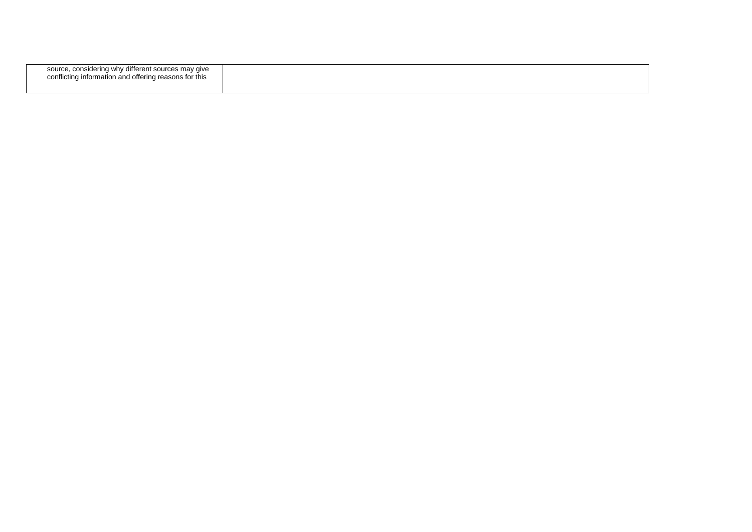| | |
|---|---|
| source, considering why different sources may give conflicting information and offering reasons for this | |